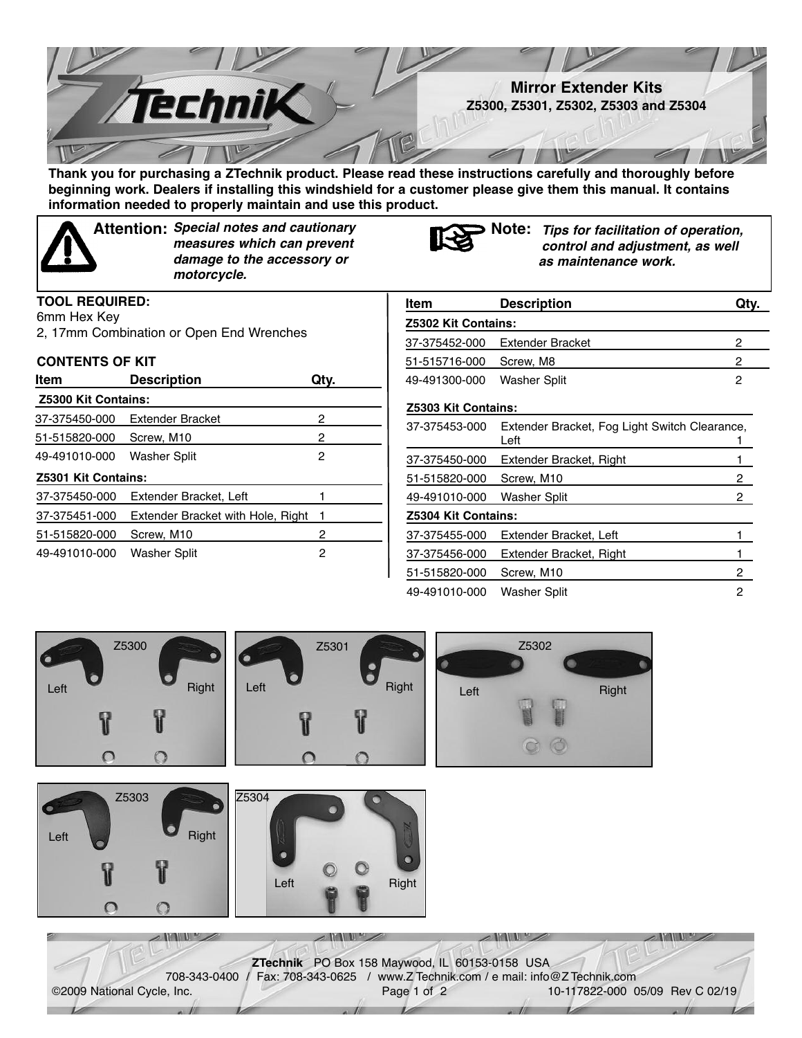# Mirror Extender Kits

## Z5300, Z5301, Z5302, Z5303 and Z5304

**Thank you for purchasing a ZTechnik product. Please read these instructions carefully and thoroughly before beginning work. Dealers if installing this windshield for a customer please give them this manual. It contains information needed to properly maintain and use this product.**

**Attention:** ***Special notes and cautionary measures which can prevent damage to the accessory or motorcycle.***

**Note:** ***Tips for facilitation of operation, control and adjustment, as well as maintenance work.***

**TOOL REQUIRED:**

6mm Hex Key

2, 17mm Combination or Open End Wrenches

**CONTENTS OF KIT**

| Item | Description | Qty. |
|---|---|---|
| **Z5300 Kit Contains:** | | |
| 37-375450-000 | Extender Bracket | 2 |
| 51-515820-000 | Screw, M10 | 2 |
| 49-491010-000 | Washer Split | 2 |
| **Z5301 Kit Contains:** | | |
| 37-375450-000 | Extender Bracket, Left | 1 |
| 37-375451-000 | Extender Bracket with Hole, Right | 1 |
| 51-515820-000 | Screw, M10 | 2 |
| 49-491010-000 | Washer Split | 2 |

| Item | Description | Qty. |
|---|---|---|
| **Z5302 Kit Contains:** | | |
| 37-375452-000 | Extender Bracket | 2 |
| 51-515716-000 | Screw, M8 | 2 |
| 49-491300-000 | Washer Split | 2 |
| **Z5303 Kit Contains:** | | |
| 37-375453-000 | Extender Bracket, Fog Light Switch Clearance, Left | 1 |
| 37-375450-000 | Extender Bracket, Right | 1 |
| 51-515820-000 | Screw, M10 | 2 |
| 49-491010-000 | Washer Split | 2 |
| **Z5304 Kit Contains:** | | |
| 37-375455-000 | Extender Bracket, Left | 1 |
| 37-375456-000 | Extender Bracket, Right | 1 |
| 51-515820-000 | Screw, M10 | 2 |
| 49-491010-000 | Washer Split | 2 |

**ZTechnik** PO Box 158 Maywood, IL 60153-0158 USA

708-343-0400 / Fax: 708-343-0625 / www.Z Technik.com / e mail: info@Z Technik.com

©2009 National Cycle, Inc. 10-117822-000 05/09 Rev C 02/19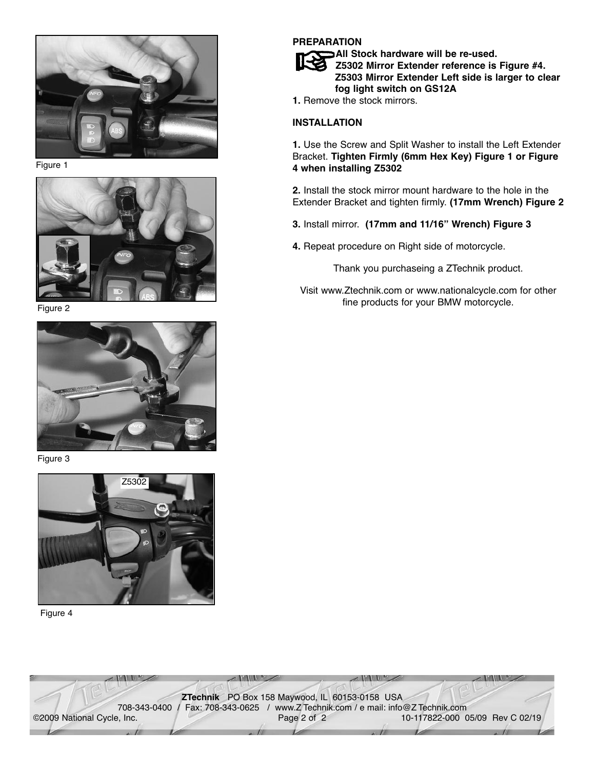Figure 1

Figure 2

Figure 3

Z5302

Figure 4

**PREPARATION**

**All Stock hardware will be re-used.**
**Z5302 Mirror Extender reference is Figure #4.**
**Z5303 Mirror Extender Left side is larger to clear fog light switch on GS12A**

**1.** Remove the stock mirrors.

**INSTALLATION**

**1.** Use the Screw and Split Washer to install the Left Extender Bracket. **Tighten Firmly (6mm Hex Key) Figure 1 or Figure 4 when installing Z5302**

**2.** Install the stock mirror mount hardware to the hole in the Extender Bracket and tighten firmly. **(17mm Wrench) Figure 2**

**3.** Install mirror. **(17mm and 11/16" Wrench) Figure 3**

**4.** Repeat procedure on Right side of motorcycle.

Thank you purchaseing a ZTechnik product.

Visit www.Ztechnik.com or www.nationalcycle.com for other fine products for your BMW motorcycle.

**ZTechnik** PO Box 158 Maywood, IL 60153-0158 USA
708-343-0400 / Fax: 708-343-0625 / www.Z Technik.com / e mail: info@Z Technik.com
©2009 National Cycle, Inc. 10-117822-000 05/09 Rev C 02/19